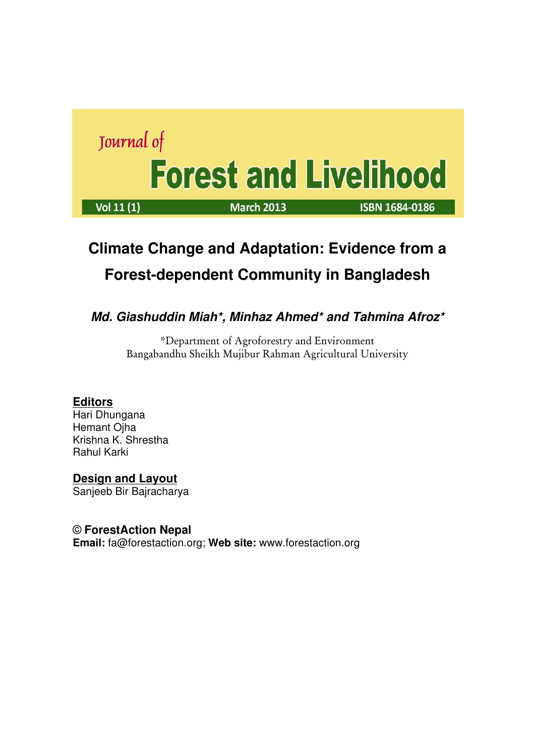Journal of

# Forest and Livelihood

Vol 11 (1) | March 2013 | ISBN 1684-0186

## Climate Change and Adaptation: Evidence from a Forest-dependent Community in Bangladesh

***Md. Giashuddin Miah\*, Minhaz Ahmed\* and Tahmina Afroz\****

\*Department of Agroforestry and Environment
Bangabandhu Sheikh Mujibur Rahman Agricultural University

**Editors**
Hari Dhungana
Hemant Ojha
Krishna K. Shrestha
Rahul Karki

**Design and Layout**
Sanjeeb Bir Bajracharya

**© ForestAction Nepal**
**Email:** fa@forestaction.org; **Web site:** www.forestaction.org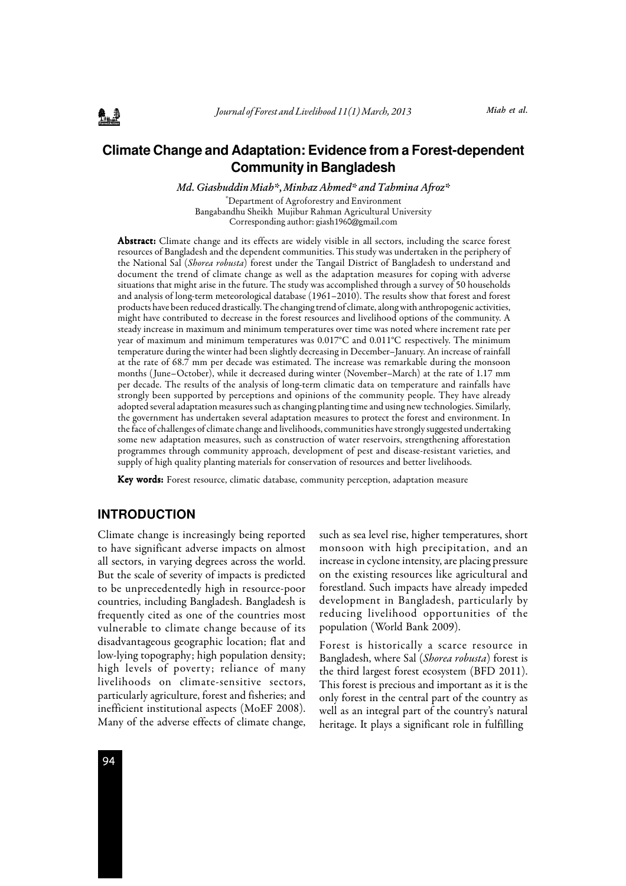# Climate Change and Adaptation: Evidence from a Forest-dependent Community in Bangladesh

*Md. Giashuddin Miah\*, Minhaz Ahmed\* and Tahmina Afroz\**

\*Department of Agroforestry and Environment
Bangabandhu Sheikh Mujibur Rahman Agricultural University
Corresponding author: giash1960@gmail.com

**Abstract:** Climate change and its effects are widely visible in all sectors, including the scarce forest resources of Bangladesh and the dependent communities. This study was undertaken in the periphery of the National Sal (*Shorea robusta*) forest under the Tangail District of Bangladesh to understand and document the trend of climate change as well as the adaptation measures for coping with adverse situations that might arise in the future. The study was accomplished through a survey of 50 households and analysis of long-term meteorological database (1961–2010). The results show that forest and forest products have been reduced drastically. The changing trend of climate, along with anthropogenic activities, might have contributed to decrease in the forest resources and livelihood options of the community. A steady increase in maximum and minimum temperatures over time was noted where increment rate per year of maximum and minimum temperatures was 0.017°C and 0.011°C respectively. The minimum temperature during the winter had been slightly decreasing in December–January. An increase of rainfall at the rate of 68.7 mm per decade was estimated. The increase was remarkable during the monsoon months (June–October), while it decreased during winter (November–March) at the rate of 1.17 mm per decade. The results of the analysis of long-term climatic data on temperature and rainfalls have strongly been supported by perceptions and opinions of the community people. They have already adopted several adaptation measures such as changing planting time and using new technologies. Similarly, the government has undertaken several adaptation measures to protect the forest and environment. In the face of challenges of climate change and livelihoods, communities have strongly suggested undertaking some new adaptation measures, such as construction of water reservoirs, strengthening afforestation programmes through community approach, development of pest and disease-resistant varieties, and supply of high quality planting materials for conservation of resources and better livelihoods.

**Key words:** Forest resource, climatic database, community perception, adaptation measure

## INTRODUCTION

Climate change is increasingly being reported to have significant adverse impacts on almost all sectors, in varying degrees across the world. But the scale of severity of impacts is predicted to be unprecedentedly high in resource-poor countries, including Bangladesh. Bangladesh is frequently cited as one of the countries most vulnerable to climate change because of its disadvantageous geographic location; flat and low-lying topography; high population density; high levels of poverty; reliance of many livelihoods on climate-sensitive sectors, particularly agriculture, forest and fisheries; and inefficient institutional aspects (MoEF 2008). Many of the adverse effects of climate change, such as sea level rise, higher temperatures, short monsoon with high precipitation, and an increase in cyclone intensity, are placing pressure on the existing resources like agricultural and forestland. Such impacts have already impeded development in Bangladesh, particularly by reducing livelihood opportunities of the population (World Bank 2009).

Forest is historically a scarce resource in Bangladesh, where Sal (*Shorea robusta*) forest is the third largest forest ecosystem (BFD 2011). This forest is precious and important as it is the only forest in the central part of the country as well as an integral part of the country's natural heritage. It plays a significant role in fulfilling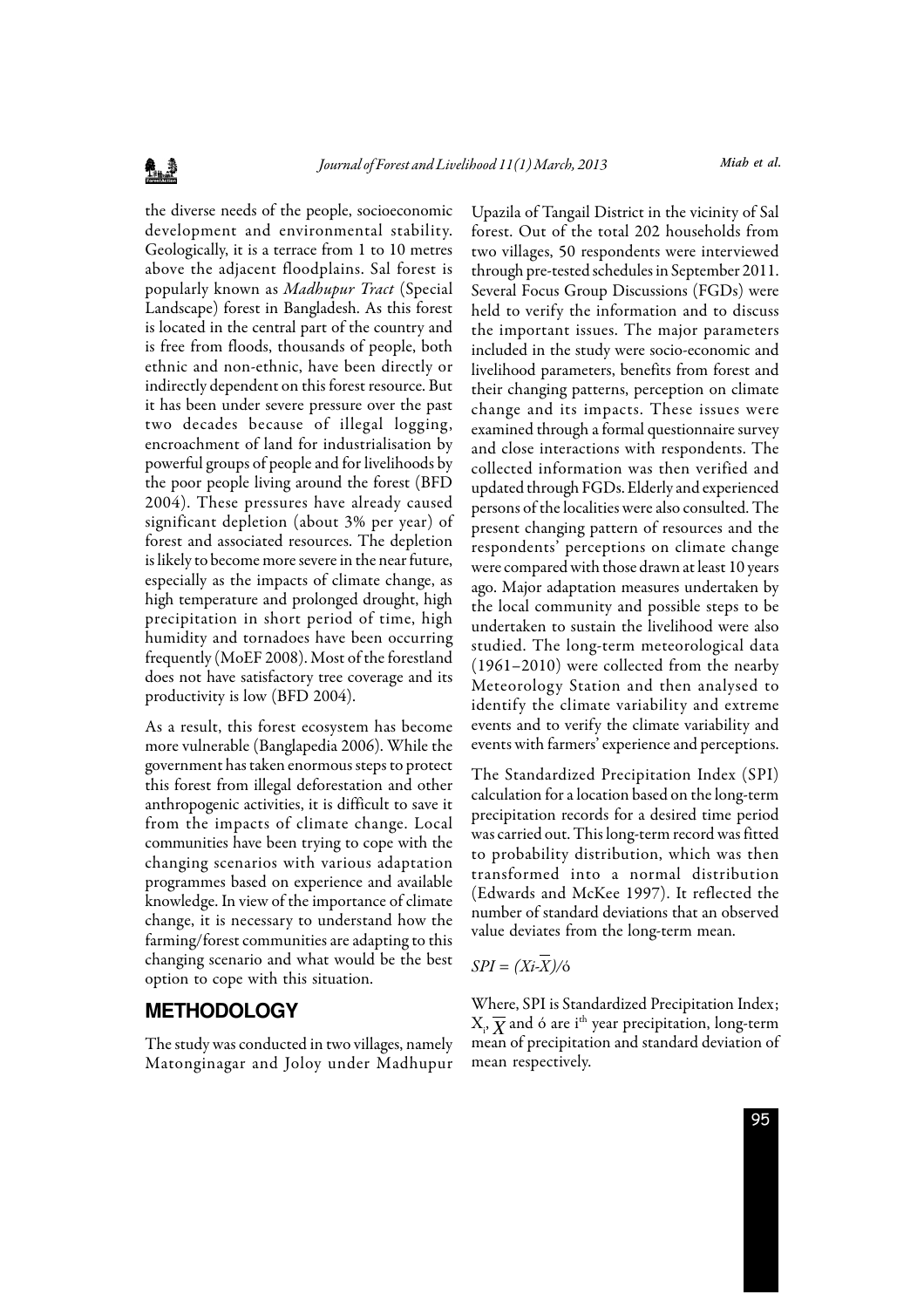the diverse needs of the people, socioeconomic development and environmental stability. Geologically, it is a terrace from 1 to 10 metres above the adjacent floodplains. Sal forest is popularly known as *Madhupur Tract* (Special Landscape) forest in Bangladesh. As this forest is located in the central part of the country and is free from floods, thousands of people, both ethnic and non-ethnic, have been directly or indirectly dependent on this forest resource. But it has been under severe pressure over the past two decades because of illegal logging, encroachment of land for industrialisation by powerful groups of people and for livelihoods by the poor people living around the forest (BFD 2004). These pressures have already caused significant depletion (about 3% per year) of forest and associated resources. The depletion is likely to become more severe in the near future, especially as the impacts of climate change, as high temperature and prolonged drought, high precipitation in short period of time, high humidity and tornadoes have been occurring frequently (MoEF 2008). Most of the forestland does not have satisfactory tree coverage and its productivity is low (BFD 2004).

As a result, this forest ecosystem has become more vulnerable (Banglapedia 2006). While the government has taken enormous steps to protect this forest from illegal deforestation and other anthropogenic activities, it is difficult to save it from the impacts of climate change. Local communities have been trying to cope with the changing scenarios with various adaptation programmes based on experience and available knowledge. In view of the importance of climate change, it is necessary to understand how the farming/forest communities are adapting to this changing scenario and what would be the best option to cope with this situation.

## METHODOLOGY

The study was conducted in two villages, namely Matonginagar and Joloy under Madhupur Upazila of Tangail District in the vicinity of Sal forest. Out of the total 202 households from two villages, 50 respondents were interviewed through pre-tested schedules in September 2011. Several Focus Group Discussions (FGDs) were held to verify the information and to discuss the important issues. The major parameters included in the study were socio-economic and livelihood parameters, benefits from forest and their changing patterns, perception on climate change and its impacts. These issues were examined through a formal questionnaire survey and close interactions with respondents. The collected information was then verified and updated through FGDs. Elderly and experienced persons of the localities were also consulted. The present changing pattern of resources and the respondents' perceptions on climate change were compared with those drawn at least 10 years ago. Major adaptation measures undertaken by the local community and possible steps to be undertaken to sustain the livelihood were also studied. The long-term meteorological data (1961–2010) were collected from the nearby Meteorology Station and then analysed to identify the climate variability and extreme events and to verify the climate variability and events with farmers' experience and perceptions.

The Standardized Precipitation Index (SPI) calculation for a location based on the long-term precipitation records for a desired time period was carried out. This long-term record was fitted to probability distribution, which was then transformed into a normal distribution (Edwards and McKee 1997). It reflected the number of standard deviations that an observed value deviates from the long-term mean.

$$SPI = (X_i - \overline{X})/\sigma$$

Where, SPI is Standardized Precipitation Index; $X_i$, $\overline{X}$ and $\sigma$ are $i^{th}$ year precipitation, long-term mean of precipitation and standard deviation of mean respectively.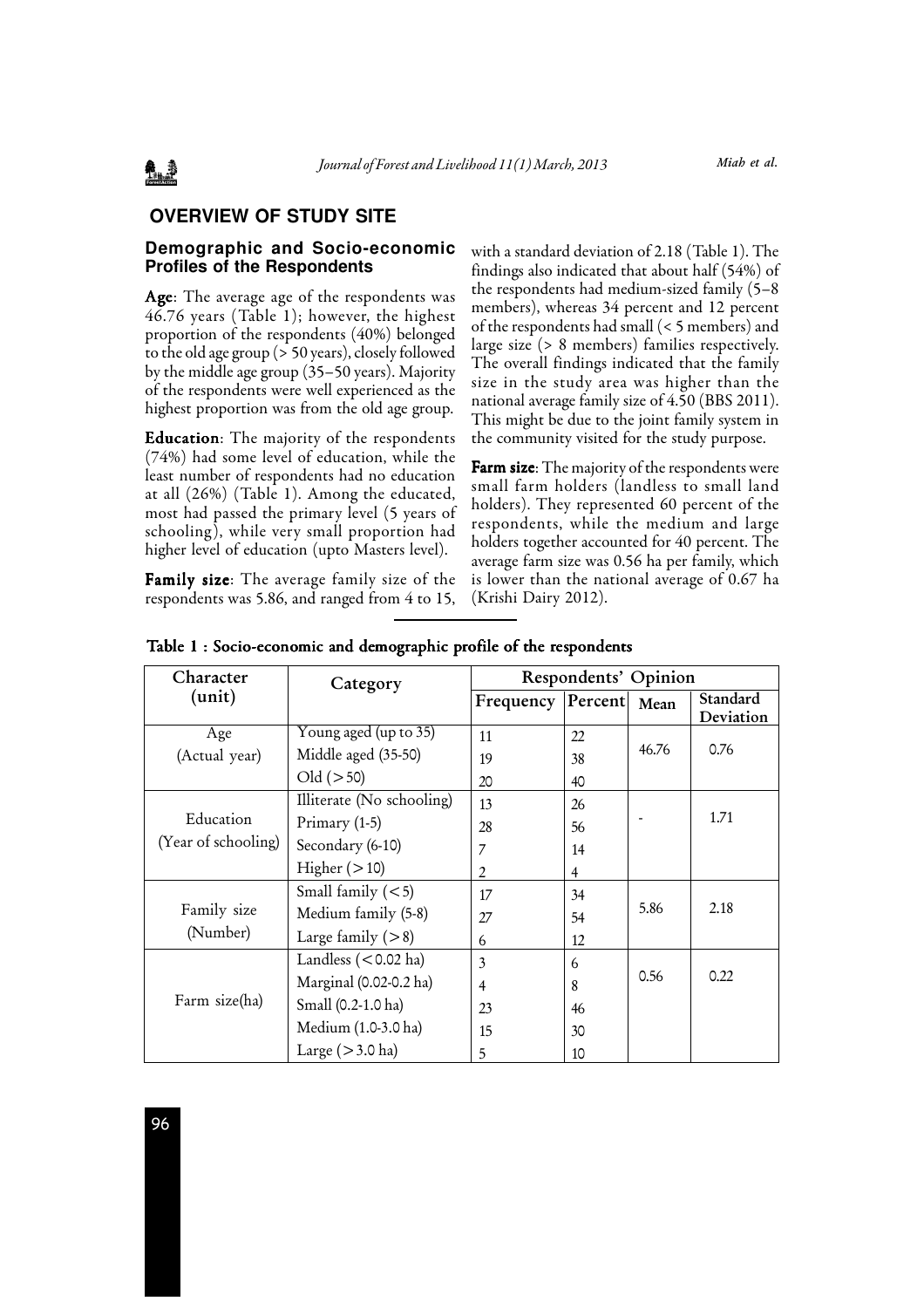## OVERVIEW OF STUDY SITE

### Demographic and Socio-economic Profiles of the Respondents

**Age**: The average age of the respondents was 46.76 years (Table 1); however, the highest proportion of the respondents (40%) belonged to the old age group (> 50 years), closely followed by the middle age group (35–50 years). Majority of the respondents were well experienced as the highest proportion was from the old age group.

**Education**: The majority of the respondents (74%) had some level of education, while the least number of respondents had no education at all (26%) (Table 1). Among the educated, most had passed the primary level (5 years of schooling), while very small proportion had higher level of education (upto Masters level).

**Family size**: The average family size of the respondents was 5.86, and ranged from 4 to 15, with a standard deviation of 2.18 (Table 1). The findings also indicated that about half (54%) of the respondents had medium-sized family (5–8 members), whereas 34 percent and 12 percent of the respondents had small (< 5 members) and large size (> 8 members) families respectively. The overall findings indicated that the family size in the study area was higher than the national average family size of 4.50 (BBS 2011). This might be due to the joint family system in the community visited for the study purpose.

**Farm size**: The majority of the respondents were small farm holders (landless to small land holders). They represented 60 percent of the respondents, while the medium and large holders together accounted for 40 percent. The average farm size was 0.56 ha per family, which is lower than the national average of 0.67 ha (Krishi Dairy 2012).

**Table 1 : Socio-economic and demographic profile of the respondents**

| Character (unit) | Category | Respondents' Opinion | | | |
|---|---|---|---|---|---|
| | | Frequency | Percent | Mean | Standard Deviation |
| Age (Actual year) | Young aged (up to 35) | 11 | 22 | 46.76 | 0.76 |
| | Middle aged (35-50) | 19 | 38 | | |
| | Old (>50) | 20 | 40 | | |
| Education (Year of schooling) | Illiterate (No schooling) | 13 | 26 | - | 1.71 |
| | Primary (1-5) | 28 | 56 | | |
| | Secondary (6-10) | 7 | 14 | | |
| | Higher (>10) | 2 | 4 | | |
| Family size (Number) | Small family (<5) | 17 | 34 | 5.86 | 2.18 |
| | Medium family (5-8) | 27 | 54 | | |
| | Large family (>8) | 6 | 12 | | |
| Farm size(ha) | Landless (<0.02 ha) | 3 | 6 | 0.56 | 0.22 |
| | Marginal (0.02-0.2 ha) | 4 | 8 | | |
| | Small (0.2-1.0 ha) | 23 | 46 | | |
| | Medium (1.0-3.0 ha) | 15 | 30 | | |
| | Large (>3.0 ha) | 5 | 10 | | |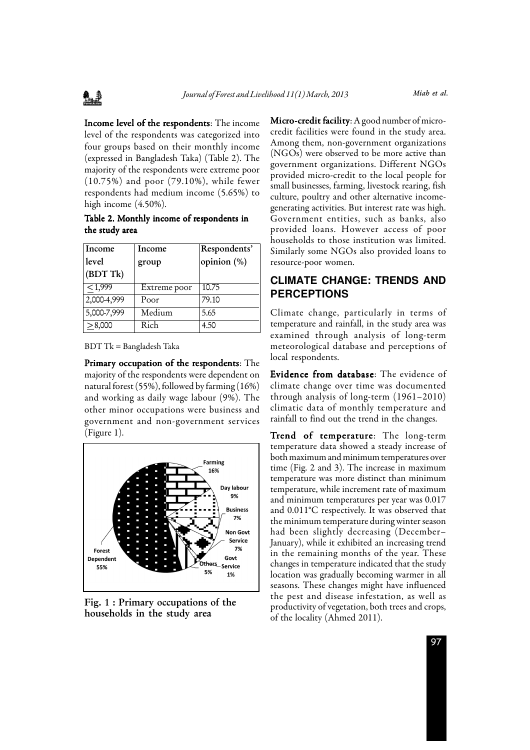**Income level of the respondents**: The income level of the respondents was categorized into four groups based on their monthly income (expressed in Bangladesh Taka) (Table 2). The majority of the respondents were extreme poor (10.75%) and poor (79.10%), while fewer respondents had medium income (5.65%) to high income (4.50%).

**Table 2. Monthly income of respondents in the study area**

| Income level (BDT Tk) | Income group | Respondents' opinion (%) |
|---|---|---|
| ≤1,999 | Extreme poor | 10.75 |
| 2,000-4,999 | Poor | 79.10 |
| 5,000-7,999 | Medium | 5.65 |
| ≥8,000 | Rich | 4.50 |

BDT Tk = Bangladesh Taka

**Primary occupation of the respondents**: The majority of the respondents were dependent on natural forest (55%), followed by farming (16%) and working as daily wage labour (9%). The other minor occupations were business and government and non-government services (Figure 1).

Farming 16%, Day labour 9%, Business 7%, Non Govt Service 7%, Govt Service 1%, Others 5%, Forest Dependent 55%

**Fig. 1 : Primary occupations of the households in the study area**

**Micro-credit facility**: A good number of micro-credit facilities were found in the study area. Among them, non-government organizations (NGOs) were observed to be more active than government organizations. Different NGOs provided micro-credit to the local people for small businesses, farming, livestock rearing, fish culture, poultry and other alternative income-generating activities. But interest rate was high. Government entities, such as banks, also provided loans. However access of poor households to those institution was limited. Similarly some NGOs also provided loans to resource-poor women.

## CLIMATE CHANGE: TRENDS AND PERCEPTIONS

Climate change, particularly in terms of temperature and rainfall, in the study area was examined through analysis of long-term meteorological database and perceptions of local respondents.

**Evidence from database**: The evidence of climate change over time was documented through analysis of long-term (1961–2010) climatic data of monthly temperature and rainfall to find out the trend in the changes.

**Trend of temperature**: The long-term temperature data showed a steady increase of both maximum and minimum temperatures over time (Fig. 2 and 3). The increase in maximum temperature was more distinct than minimum temperature, while increment rate of maximum and minimum temperatures per year was 0.017 and 0.011°C respectively. It was observed that the minimum temperature during winter season had been slightly decreasing (December–January), while it exhibited an increasing trend in the remaining months of the year. These changes in temperature indicated that the study location was gradually becoming warmer in all seasons. These changes might have influenced the pest and disease infestation, as well as productivity of vegetation, both trees and crops, of the locality (Ahmed 2011).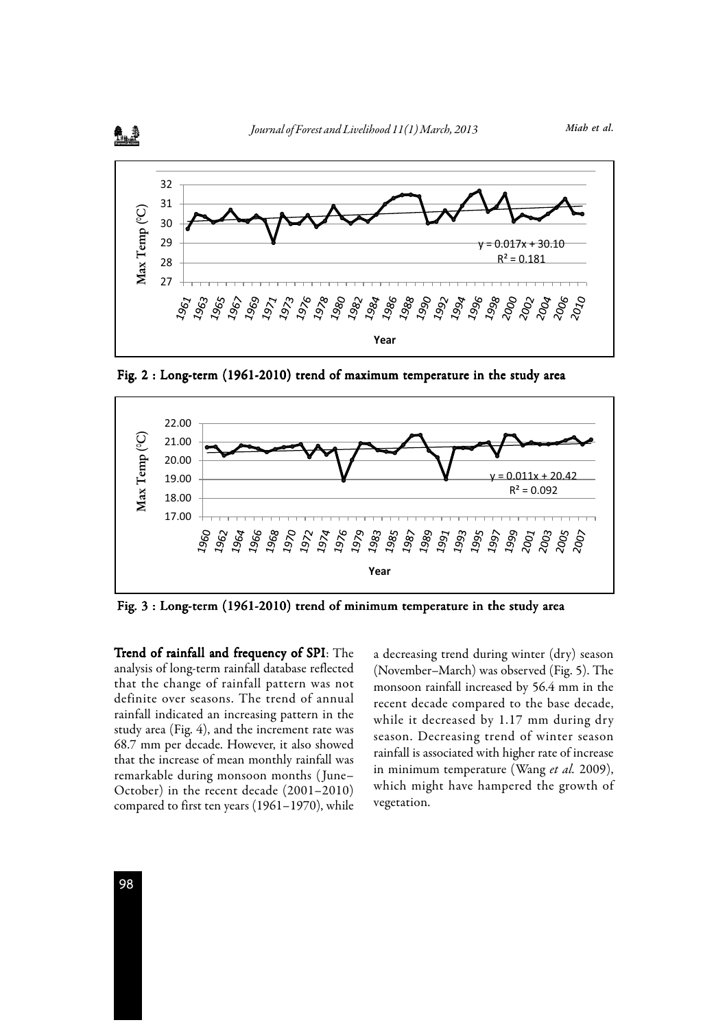Fig. 2 : Long-term (1961-2010) trend of maximum temperature in the study area

Fig. 3 : Long-term (1961-2010) trend of minimum temperature in the study area

**Trend of rainfall and frequency of SPI**: The analysis of long-term rainfall database reflected that the change of rainfall pattern was not definite over seasons. The trend of annual rainfall indicated an increasing pattern in the study area (Fig. 4), and the increment rate was 68.7 mm per decade. However, it also showed that the increase of mean monthly rainfall was remarkable during monsoon months (June–October) in the recent decade (2001–2010) compared to first ten years (1961–1970), while a decreasing trend during winter (dry) season (November–March) was observed (Fig. 5). The monsoon rainfall increased by 56.4 mm in the recent decade compared to the base decade, while it decreased by 1.17 mm during dry season. Decreasing trend of winter season rainfall is associated with higher rate of increase in minimum temperature (Wang *et al.* 2009), which might have hampered the growth of vegetation.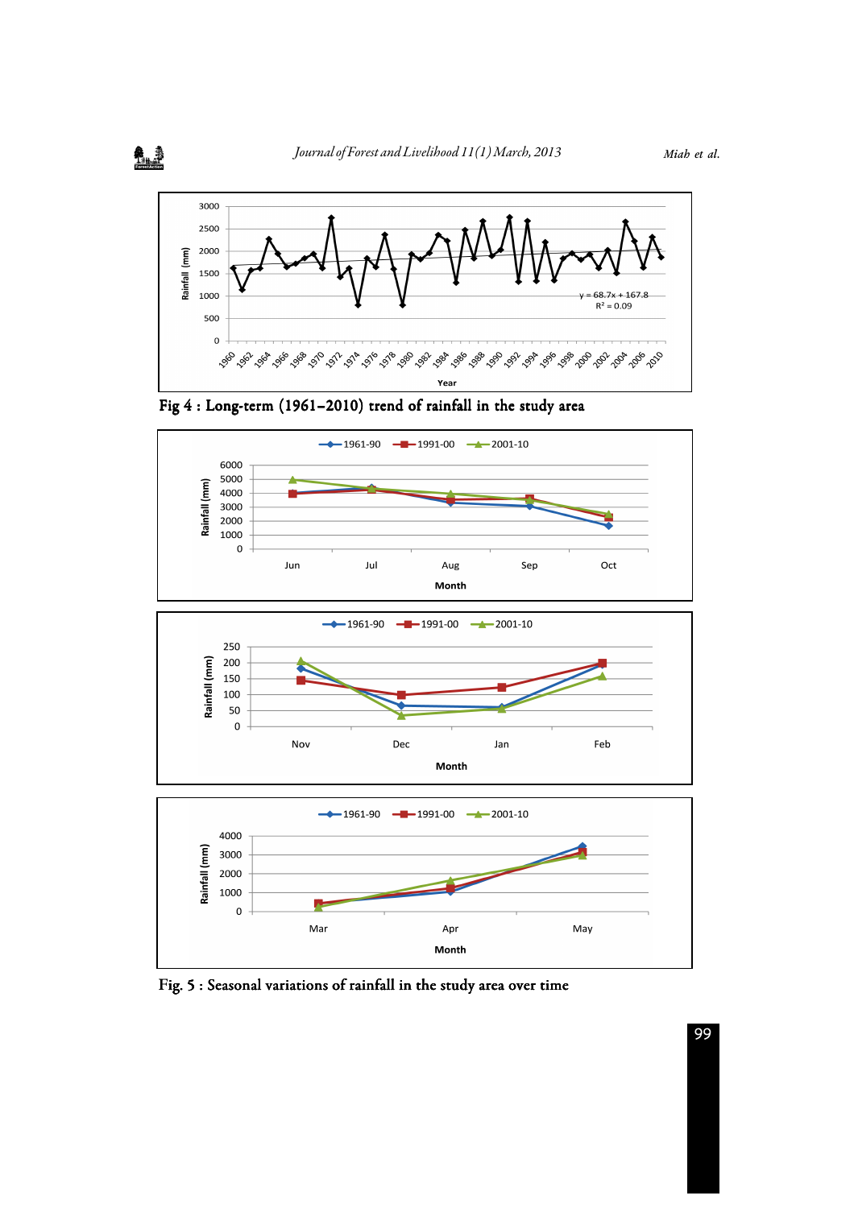Fig 4 : Long-term (1961–2010) trend of rainfall in the study area

Fig. 5 : Seasonal variations of rainfall in the study area over time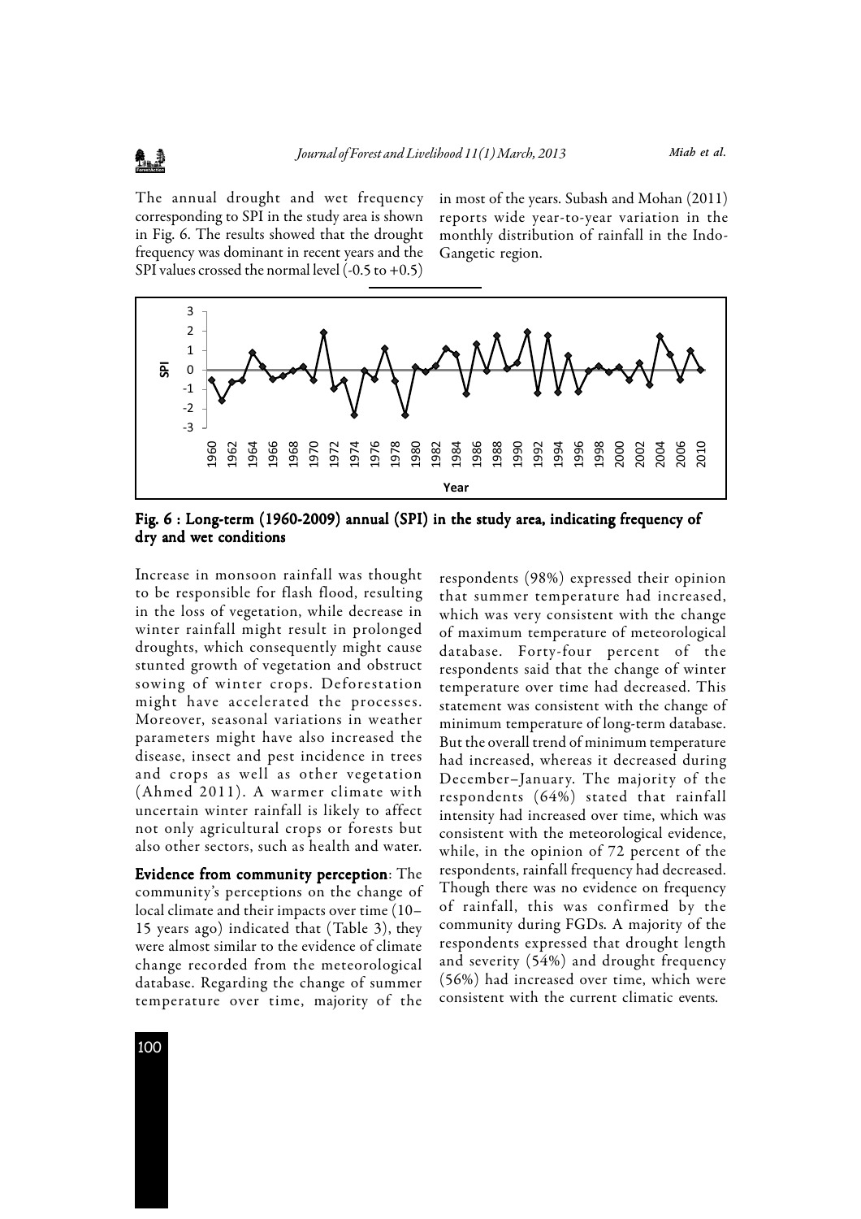The annual drought and wet frequency corresponding to SPI in the study area is shown in Fig. 6. The results showed that the drought frequency was dominant in recent years and the SPI values crossed the normal level (-0.5 to +0.5) in most of the years. Subash and Mohan (2011) reports wide year-to-year variation in the monthly distribution of rainfall in the Indo-Gangetic region.

**Fig. 6 : Long-term (1960-2009) annual (SPI) in the study area, indicating frequency of dry and wet conditions**

Increase in monsoon rainfall was thought to be responsible for flash flood, resulting in the loss of vegetation, while decrease in winter rainfall might result in prolonged droughts, which consequently might cause stunted growth of vegetation and obstruct sowing of winter crops. Deforestation might have accelerated the processes. Moreover, seasonal variations in weather parameters might have also increased the disease, insect and pest incidence in trees and crops as well as other vegetation (Ahmed 2011). A warmer climate with uncertain winter rainfall is likely to affect not only agricultural crops or forests but also other sectors, such as health and water.

**Evidence from community perception**: The community's perceptions on the change of local climate and their impacts over time (10–15 years ago) indicated that (Table 3), they were almost similar to the evidence of climate change recorded from the meteorological database. Regarding the change of summer temperature over time, majority of the respondents (98%) expressed their opinion that summer temperature had increased, which was very consistent with the change of maximum temperature of meteorological database. Forty-four percent of the respondents said that the change of winter temperature over time had decreased. This statement was consistent with the change of minimum temperature of long-term database. But the overall trend of minimum temperature had increased, whereas it decreased during December–January. The majority of the respondents (64%) stated that rainfall intensity had increased over time, which was consistent with the meteorological evidence, while, in the opinion of 72 percent of the respondents, rainfall frequency had decreased. Though there was no evidence on frequency of rainfall, this was confirmed by the community during FGDs. A majority of the respondents expressed that drought length and severity (54%) and drought frequency (56%) had increased over time, which were consistent with the current climatic events.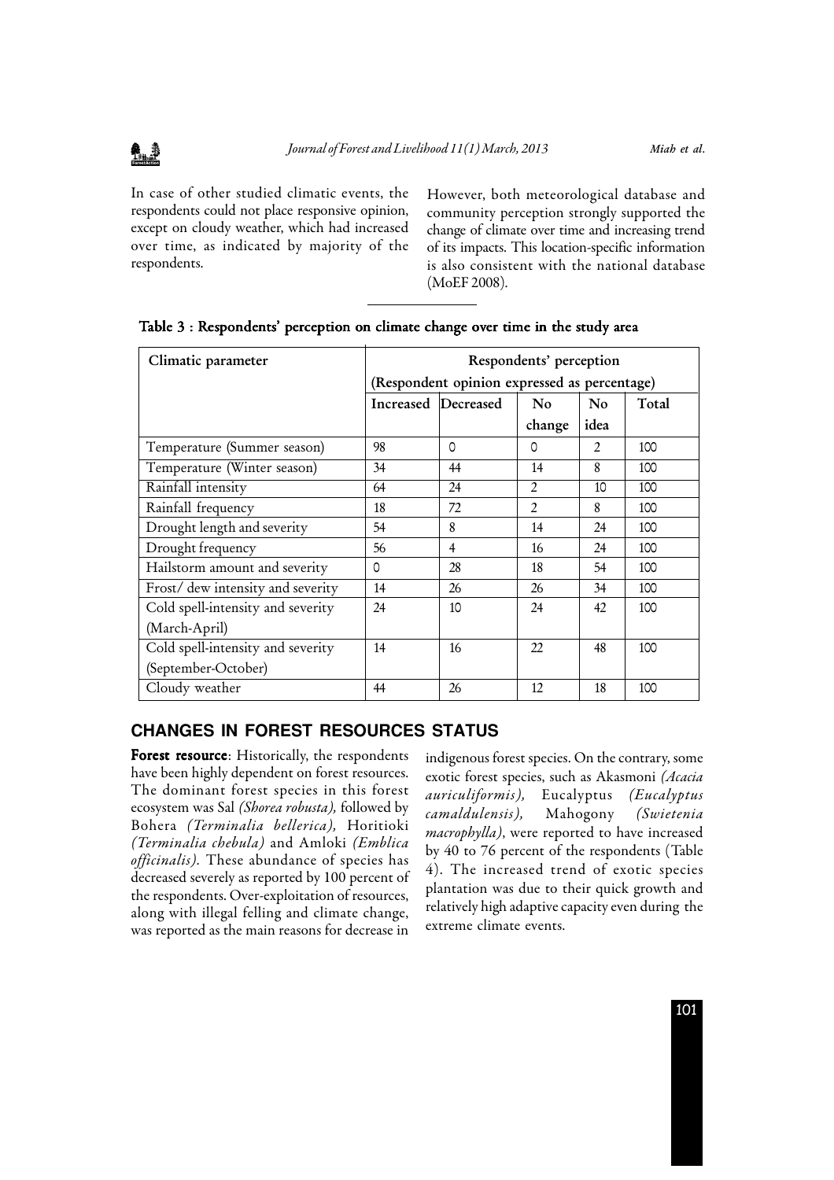In case of other studied climatic events, the respondents could not place responsive opinion, except on cloudy weather, which had increased over time, as indicated by majority of the respondents.

However, both meteorological database and community perception strongly supported the change of climate over time and increasing trend of its impacts. This location-specific information is also consistent with the national database (MoEF 2008).

**Table 3 : Respondents' perception on climate change over time in the study area**

| Climatic parameter | Respondents' perception (Respondent opinion expressed as percentage) | | | | |
|---|---|---|---|---|---|
| | Increased | Decreased | No change | No idea | Total |
| Temperature (Summer season) | 98 | 0 | 0 | 2 | 100 |
| Temperature (Winter season) | 34 | 44 | 14 | 8 | 100 |
| Rainfall intensity | 64 | 24 | 2 | 10 | 100 |
| Rainfall frequency | 18 | 72 | 2 | 8 | 100 |
| Drought length and severity | 54 | 8 | 14 | 24 | 100 |
| Drought frequency | 56 | 4 | 16 | 24 | 100 |
| Hailstorm amount and severity | 0 | 28 | 18 | 54 | 100 |
| Frost/ dew intensity and severity | 14 | 26 | 26 | 34 | 100 |
| Cold spell-intensity and severity (March-April) | 24 | 10 | 24 | 42 | 100 |
| Cold spell-intensity and severity (September-October) | 14 | 16 | 22 | 48 | 100 |
| Cloudy weather | 44 | 26 | 12 | 18 | 100 |

## CHANGES IN FOREST RESOURCES STATUS

**Forest resource**: Historically, the respondents have been highly dependent on forest resources. The dominant forest species in this forest ecosystem was Sal *(Shorea robusta),* followed by Bohera *(Terminalia bellerica),* Horitioki *(Terminalia chebula)* and Amloki *(Emblica officinalis).* These abundance of species has decreased severely as reported by 100 percent of the respondents. Over-exploitation of resources, along with illegal felling and climate change, was reported as the main reasons for decrease in indigenous forest species. On the contrary, some exotic forest species, such as Akasmoni *(Acacia auriculiformis),* Eucalyptus *(Eucalyptus camaldulensis),* Mahogony *(Swietenia macrophylla)*, were reported to have increased by 40 to 76 percent of the respondents (Table 4). The increased trend of exotic species plantation was due to their quick growth and relatively high adaptive capacity even during the extreme climate events.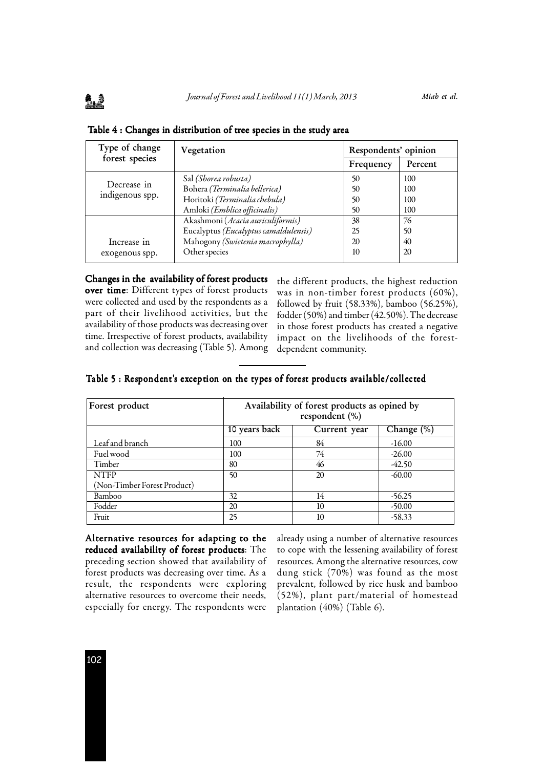**Table 4 : Changes in distribution of tree species in the study area**

| Type of change forest species | Vegetation | Respondents' opinion | |
|---|---|---|---|
| | | Frequency | Percent |
| Decrease in indigenous spp. | Sal *(Shorea robusta)* | 50 | 100 |
| | Bohera *(Terminalia bellerica)* | 50 | 100 |
| | Horitoki *(Terminalia chebula)* | 50 | 100 |
| | Amloki *(Emblica officinalis)* | 50 | 100 |
| Increase in exogenous spp. | Akashmoni *(Acacia auriculiformis)* | 38 | 76 |
| | Eucalyptus *(Eucalyptus camaldulensis)* | 25 | 50 |
| | Mahogony *(Swietenia macrophylla)* | 20 | 40 |
| | Other species | 10 | 20 |

**Changes in the availability of forest products over time**: Different types of forest products were collected and used by the respondents as a part of their livelihood activities, but the availability of those products was decreasing over time. Irrespective of forest products, availability and collection was decreasing (Table 5). Among the different products, the highest reduction was in non-timber forest products (60%), followed by fruit (58.33%), bamboo (56.25%), fodder (50%) and timber (42.50%). The decrease in those forest products has created a negative impact on the livelihoods of the forest-dependent community.

**Table 5 : Respondent's exception on the types of forest products available/collected**

| Forest product | Availability of forest products as opined by respondent (%) | | |
|---|---|---|---|
| | 10 years back | Current year | Change (%) |
| Leaf and branch | 100 | 84 | -16.00 |
| Fuel wood | 100 | 74 | -26.00 |
| Timber | 80 | 46 | -42.50 |
| NTFP (Non-Timber Forest Product) | 50 | 20 | -60.00 |
| Bamboo | 32 | 14 | -56.25 |
| Fodder | 20 | 10 | -50.00 |
| Fruit | 25 | 10 | -58.33 |

**Alternative resources for adapting to the reduced availability of forest products**: The preceding section showed that availability of forest products was decreasing over time. As a result, the respondents were exploring alternative resources to overcome their needs, especially for energy. The respondents were already using a number of alternative resources to cope with the lessening availability of forest resources. Among the alternative resources, cow dung stick (70%) was found as the most prevalent, followed by rice husk and bamboo (52%), plant part/material of homestead plantation (40%) (Table 6).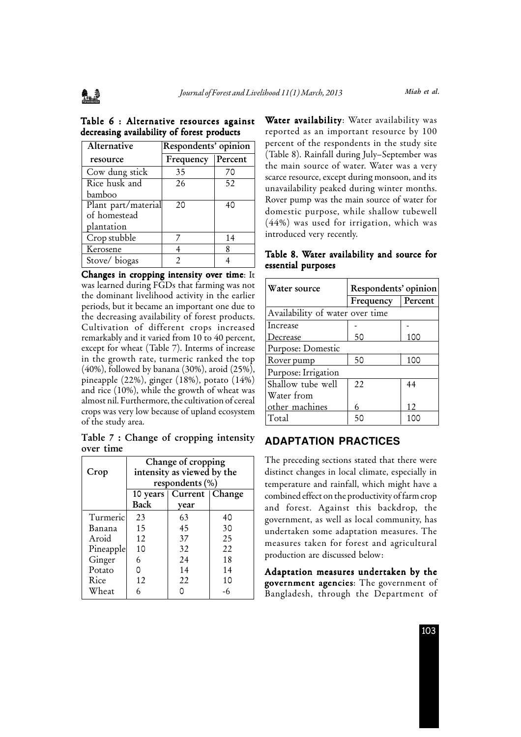**Table 6 : Alternative resources against decreasing availability of forest products**

| Alternative resource | Respondents' opinion | |
|---|---|---|
| | Frequency | Percent |
| Cow dung stick | 35 | 70 |
| Rice husk and bamboo | 26 | 52 |
| Plant part/material of homestead plantation | 20 | 40 |
| Crop stubble | 7 | 14 |
| Kerosene | 4 | 8 |
| Stove/ biogas | 2 | 4 |

**Changes in cropping intensity over time**: It was learned during FGDs that farming was not the dominant livelihood activity in the earlier periods, but it became an important one due to the decreasing availability of forest products. Cultivation of different crops increased remarkably and it varied from 10 to 40 percent, except for wheat (Table 7). Interms of increase in the growth rate, turmeric ranked the top (40%), followed by banana (30%), aroid (25%), pineapple (22%), ginger (18%), potato (14%) and rice (10%), while the growth of wheat was almost nil. Furthermore, the cultivation of cereal crops was very low because of upland ecosystem of the study area.

**Table 7 : Change of cropping intensity over time**

| Crop | Change of cropping intensity as viewed by the respondents (%) | | |
|---|---|---|---|
| | 10 years Back | Current year | Change |
| Turmeric | 23 | 63 | 40 |
| Banana | 15 | 45 | 30 |
| Aroid | 12 | 37 | 25 |
| Pineapple | 10 | 32 | 22 |
| Ginger | 6 | 24 | 18 |
| Potato | 0 | 14 | 14 |
| Rice | 12 | 22 | 10 |
| Wheat | 6 | 0 | -6 |

**Water availability**: Water availability was reported as an important resource by 100 percent of the respondents in the study site (Table 8). Rainfall during July–September was the main source of water. Water was a very scarce resource, except during monsoon, and its unavailability peaked during winter months. Rover pump was the main source of water for domestic purpose, while shallow tubewell (44%) was used for irrigation, which was introduced very recently.

**Table 8. Water availability and source for essential purposes**

| Water source | Respondents' opinion | |
|---|---|---|
| | Frequency | Percent |
| Availability of water over time | | |
| Increase | - | - |
| Decrease | 50 | 100 |
| Purpose: Domestic | | |
| Rover pump | 50 | 100 |
| Purpose: Irrigation | | |
| Shallow tube well | 22 | 44 |
| Water from other machines | 6 | 12 |
| Total | 50 | 100 |

## ADAPTATION PRACTICES

The preceding sections stated that there were distinct changes in local climate, especially in temperature and rainfall, which might have a combined effect on the productivity of farm crop and forest. Against this backdrop, the government, as well as local community, has undertaken some adaptation measures. The measures taken for forest and agricultural production are discussed below:

**Adaptation measures undertaken by the government agencies**: The government of Bangladesh, through the Department of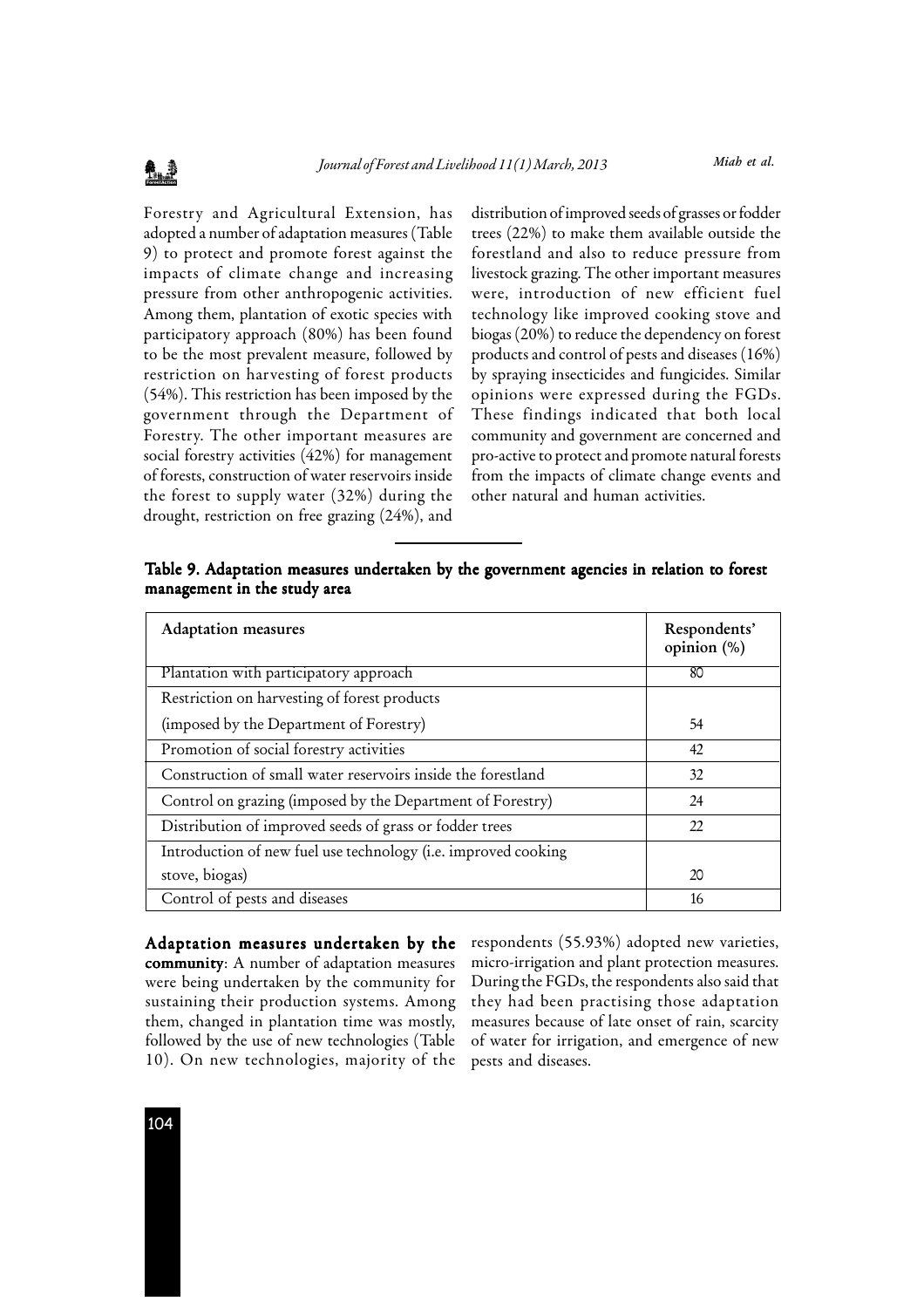Forestry and Agricultural Extension, has adopted a number of adaptation measures (Table 9) to protect and promote forest against the impacts of climate change and increasing pressure from other anthropogenic activities. Among them, plantation of exotic species with participatory approach (80%) has been found to be the most prevalent measure, followed by restriction on harvesting of forest products (54%). This restriction has been imposed by the government through the Department of Forestry. The other important measures are social forestry activities (42%) for management of forests, construction of water reservoirs inside the forest to supply water (32%) during the drought, restriction on free grazing (24%), and distribution of improved seeds of grasses or fodder trees (22%) to make them available outside the forestland and also to reduce pressure from livestock grazing. The other important measures were, introduction of new efficient fuel technology like improved cooking stove and biogas (20%) to reduce the dependency on forest products and control of pests and diseases (16%) by spraying insecticides and fungicides. Similar opinions were expressed during the FGDs. These findings indicated that both local community and government are concerned and pro-active to protect and promote natural forests from the impacts of climate change events and other natural and human activities.

**Table 9. Adaptation measures undertaken by the government agencies in relation to forest management in the study area**

| Adaptation measures | Respondents' opinion (%) |
|---|---|
| Plantation with participatory approach | 80 |
| Restriction on harvesting of forest products (imposed by the Department of Forestry) | 54 |
| Promotion of social forestry activities | 42 |
| Construction of small water reservoirs inside the forestland | 32 |
| Control on grazing (imposed by the Department of Forestry) | 24 |
| Distribution of improved seeds of grass or fodder trees | 22 |
| Introduction of new fuel use technology (i.e. improved cooking stove, biogas) | 20 |
| Control of pests and diseases | 16 |

**Adaptation measures undertaken by the community**: A number of adaptation measures were being undertaken by the community for sustaining their production systems. Among them, changed in plantation time was mostly, followed by the use of new technologies (Table 10). On new technologies, majority of the respondents (55.93%) adopted new varieties, micro-irrigation and plant protection measures. During the FGDs, the respondents also said that they had been practising those adaptation measures because of late onset of rain, scarcity of water for irrigation, and emergence of new pests and diseases.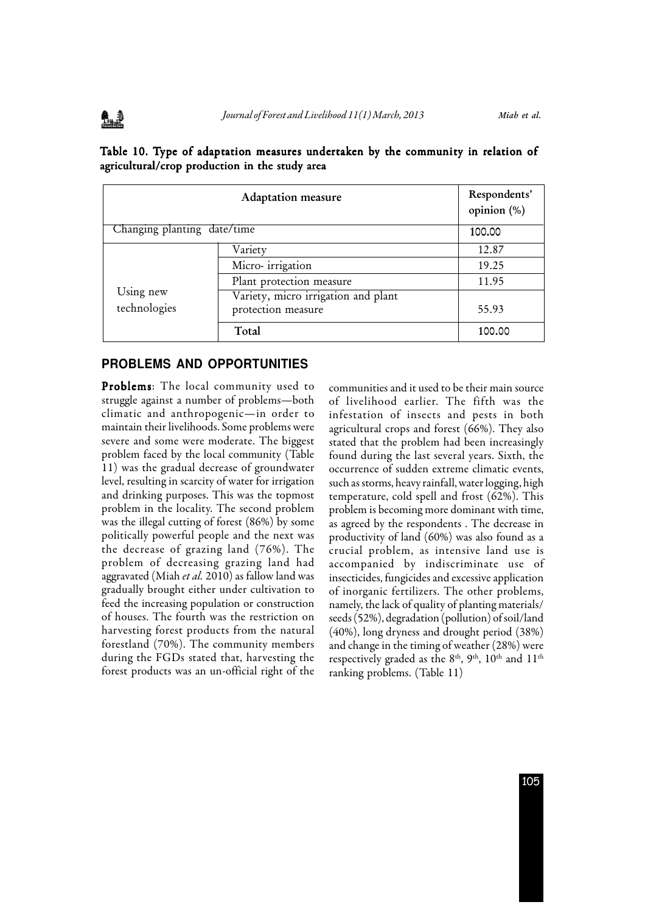**Table 10. Type of adaptation measures undertaken by the community in relation of agricultural/crop production in the study area**

| Adaptation measure | | Respondents' opinion (%) |
|---|---|---|
| Changing planting date/time | | 100.00 |
| Using new technologies | Variety | 12.87 |
| | Micro- irrigation | 19.25 |
| | Plant protection measure | 11.95 |
| | Variety, micro irrigation and plant protection measure | 55.93 |
| | Total | 100.00 |

## PROBLEMS AND OPPORTUNITIES

**Problems**: The local community used to struggle against a number of problems—both climatic and anthropogenic—in order to maintain their livelihoods. Some problems were severe and some were moderate. The biggest problem faced by the local community (Table 11) was the gradual decrease of groundwater level, resulting in scarcity of water for irrigation and drinking purposes. This was the topmost problem in the locality. The second problem was the illegal cutting of forest (86%) by some politically powerful people and the next was the decrease of grazing land (76%). The problem of decreasing grazing land had aggravated (Miah *et al.* 2010) as fallow land was gradually brought either under cultivation to feed the increasing population or construction of houses. The fourth was the restriction on harvesting forest products from the natural forestland (70%). The community members during the FGDs stated that, harvesting the forest products was an un-official right of the communities and it used to be their main source of livelihood earlier. The fifth was the infestation of insects and pests in both agricultural crops and forest (66%). They also stated that the problem had been increasingly found during the last several years. Sixth, the occurrence of sudden extreme climatic events, such as storms, heavy rainfall, water logging, high temperature, cold spell and frost (62%). This problem is becoming more dominant with time, as agreed by the respondents . The decrease in productivity of land (60%) was also found as a crucial problem, as intensive land use is accompanied by indiscriminate use of insecticides, fungicides and excessive application of inorganic fertilizers. The other problems, namely, the lack of quality of planting materials/ seeds (52%), degradation (pollution) of soil/land (40%), long dryness and drought period (38%) and change in the timing of weather (28%) were respectively graded as the 8th, 9th, 10th and 11th ranking problems. (Table 11)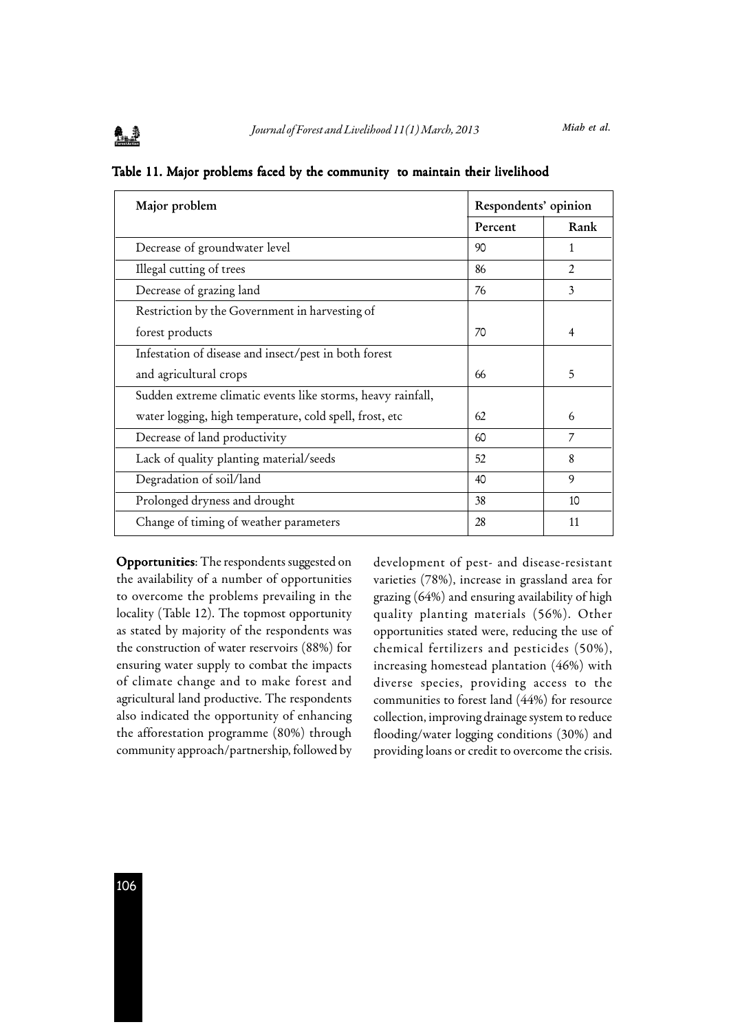**Table 11. Major problems faced by the community to maintain their livelihood**

| Major problem | Respondents' opinion | |
|---|---|---|
| | Percent | Rank |
| Decrease of groundwater level | 90 | 1 |
| Illegal cutting of trees | 86 | 2 |
| Decrease of grazing land | 76 | 3 |
| Restriction by the Government in harvesting of forest products | 70 | 4 |
| Infestation of disease and insect/pest in both forest and agricultural crops | 66 | 5 |
| Sudden extreme climatic events like storms, heavy rainfall, water logging, high temperature, cold spell, frost, etc | 62 | 6 |
| Decrease of land productivity | 60 | 7 |
| Lack of quality planting material/seeds | 52 | 8 |
| Degradation of soil/land | 40 | 9 |
| Prolonged dryness and drought | 38 | 10 |
| Change of timing of weather parameters | 28 | 11 |

**Opportunities**: The respondents suggested on the availability of a number of opportunities to overcome the problems prevailing in the locality (Table 12). The topmost opportunity as stated by majority of the respondents was the construction of water reservoirs (88%) for ensuring water supply to combat the impacts of climate change and to make forest and agricultural land productive. The respondents also indicated the opportunity of enhancing the afforestation programme (80%) through community approach/partnership, followed by development of pest- and disease-resistant varieties (78%), increase in grassland area for grazing (64%) and ensuring availability of high quality planting materials (56%). Other opportunities stated were, reducing the use of chemical fertilizers and pesticides (50%), increasing homestead plantation (46%) with diverse species, providing access to the communities to forest land (44%) for resource collection, improving drainage system to reduce flooding/water logging conditions (30%) and providing loans or credit to overcome the crisis.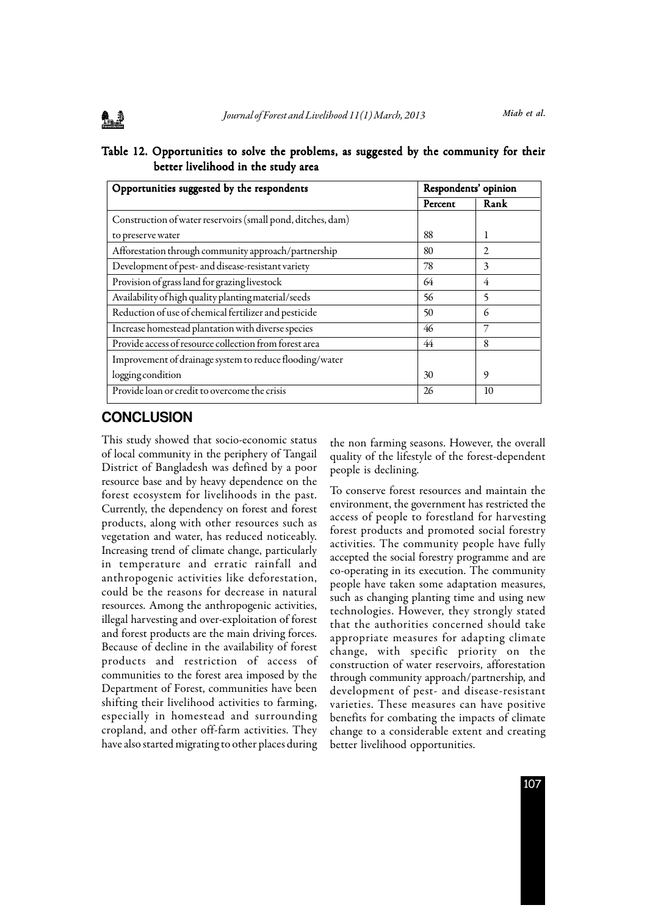**Table 12. Opportunities to solve the problems, as suggested by the community for their better livelihood in the study area**

| Opportunities suggested by the respondents | Respondents' opinion | |
|---|---|---|
| | Percent | Rank |
| Construction of water reservoirs (small pond, ditches, dam) to preserve water | 88 | 1 |
| Afforestation through community approach/partnership | 80 | 2 |
| Development of pest- and disease-resistant variety | 78 | 3 |
| Provision of grass land for grazing livestock | 64 | 4 |
| Availability of high quality planting material/seeds | 56 | 5 |
| Reduction of use of chemical fertilizer and pesticide | 50 | 6 |
| Increase homestead plantation with diverse species | 46 | 7 |
| Provide access of resource collection from forest area | 44 | 8 |
| Improvement of drainage system to reduce flooding/water logging condition | 30 | 9 |
| Provide loan or credit to overcome the crisis | 26 | 10 |

## CONCLUSION

This study showed that socio-economic status of local community in the periphery of Tangail District of Bangladesh was defined by a poor resource base and by heavy dependence on the forest ecosystem for livelihoods in the past. Currently, the dependency on forest and forest products, along with other resources such as vegetation and water, has reduced noticeably. Increasing trend of climate change, particularly in temperature and erratic rainfall and anthropogenic activities like deforestation, could be the reasons for decrease in natural resources. Among the anthropogenic activities, illegal harvesting and over-exploitation of forest and forest products are the main driving forces. Because of decline in the availability of forest products and restriction of access of communities to the forest area imposed by the Department of Forest, communities have been shifting their livelihood activities to farming, especially in homestead and surrounding cropland, and other off-farm activities. They have also started migrating to other places during the non farming seasons. However, the overall quality of the lifestyle of the forest-dependent people is declining.

To conserve forest resources and maintain the environment, the government has restricted the access of people to forestland for harvesting forest products and promoted social forestry activities. The community people have fully accepted the social forestry programme and are co-operating in its execution. The community people have taken some adaptation measures, such as changing planting time and using new technologies. However, they strongly stated that the authorities concerned should take appropriate measures for adapting climate change, with specific priority on the construction of water reservoirs, afforestation through community approach/partnership, and development of pest- and disease-resistant varieties. These measures can have positive benefits for combating the impacts of climate change to a considerable extent and creating better livelihood opportunities.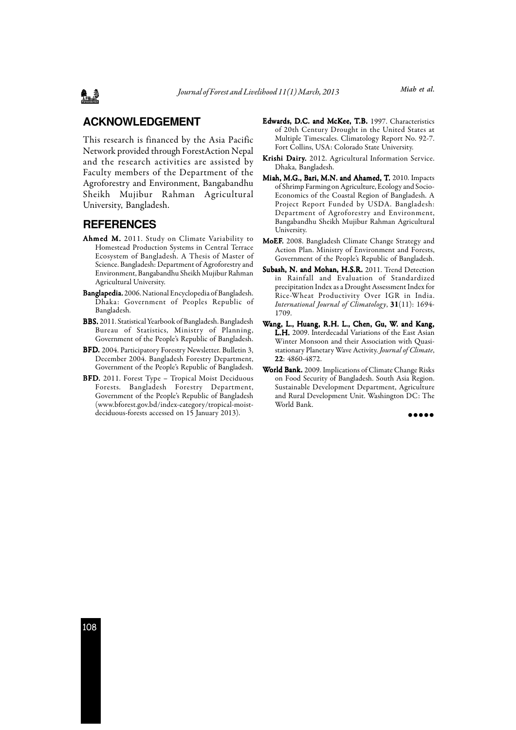## ACKNOWLEDGEMENT

This research is financed by the Asia Pacific Network provided through ForestAction Nepal and the research activities are assisted by Faculty members of the Department of the Agroforestry and Environment, Bangabandhu Sheikh Mujibur Rahman Agricultural University, Bangladesh.

## REFERENCES

**Ahmed M.** 2011. Study on Climate Variability to Homestead Production Systems in Central Terrace Ecosystem of Bangladesh. A Thesis of Master of Science. Bangladesh: Department of Agroforestry and Environment, Bangabandhu Sheikh Mujibur Rahman Agricultural University.

**Banglapedia.** 2006. National Encyclopedia of Bangladesh. Dhaka: Government of Peoples Republic of Bangladesh.

**BBS.** 2011. Statistical Yearbook of Bangladesh. Bangladesh Bureau of Statistics, Ministry of Planning, Government of the People's Republic of Bangladesh.

**BFD.** 2004. Participatory Forestry Newsletter. Bulletin 3, December 2004. Bangladesh Forestry Department, Government of the People's Republic of Bangladesh.

**BFD.** 2011. Forest Type – Tropical Moist Deciduous Forests. Bangladesh Forestry Department, Government of the People's Republic of Bangladesh (www.bforest.gov.bd/index-category/tropical-moist-deciduous-forests accessed on 15 January 2013).

**Edwards, D.C. and McKee, T.B.** 1997. Characteristics of 20th Century Drought in the United States at Multiple Timescales. Climatology Report No. 92-7. Fort Collins, USA: Colorado State University.

**Krishi Dairy.** 2012. Agricultural Information Service. Dhaka, Bangladesh.

**Miah, M.G., Bari, M.N. and Ahamed, T.** 2010. Impacts of Shrimp Farming on Agriculture, Ecology and Socio-Economics of the Coastal Region of Bangladesh. A Project Report Funded by USDA. Bangladesh: Department of Agroforestry and Environment, Bangabandhu Sheikh Mujibur Rahman Agricultural University.

**MoEF.** 2008. Bangladesh Climate Change Strategy and Action Plan. Ministry of Environment and Forests, Government of the People's Republic of Bangladesh.

**Subash, N. and Mohan, H.S.R.** 2011. Trend Detection in Rainfall and Evaluation of Standardized precipitation Index as a Drought Assessment Index for Rice-Wheat Productivity Over IGR in India. *International Journal of Climatology*, **31**(11): 1694-1709.

**Wang, L., Huang, R.H. L., Chen, Gu, W. and Kang, L.H.** 2009. Interdecadal Variations of the East Asian Winter Monsoon and their Association with Quasi-stationary Planetary Wave Activity. *Journal of Climate*, **22**: 4860-4872.

**World Bank.** 2009. Implications of Climate Change Risks on Food Security of Bangladesh. South Asia Region. Sustainable Development Department, Agriculture and Rural Development Unit. Washington DC: The World Bank.